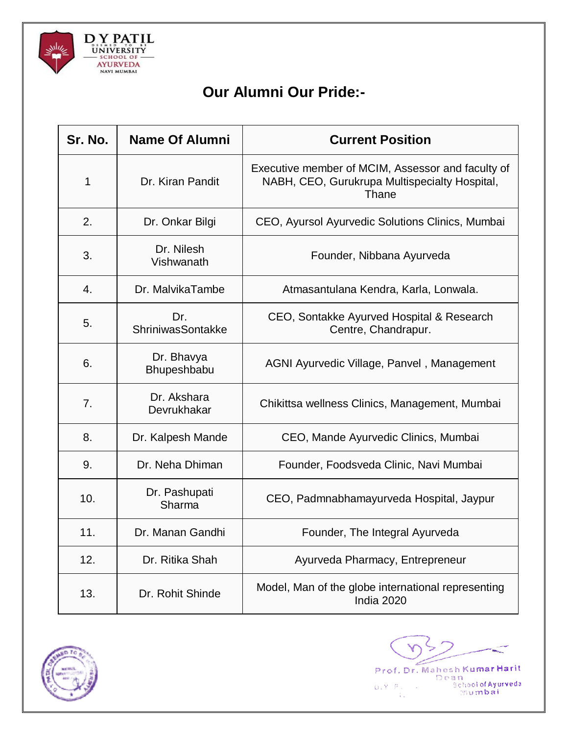D Y PATIL
DEEMED TO BE UNIVERSITY
SCHOOL OF AYURVEDA
NAVI MUMBAI

# Our Alumni Our Pride:-

| Sr. No. | Name Of Alumni | Current Position |
|---|---|---|
| 1 | Dr. Kiran Pandit | Executive member of MCIM, Assessor and faculty of NABH, CEO, Gurukrupa Multispecialty Hospital, Thane |
| 2. | Dr. Onkar Bilgi | CEO, Ayursol Ayurvedic Solutions Clinics, Mumbai |
| 3. | Dr. Nilesh Vishwanath | Founder, Nibbana Ayurveda |
| 4. | Dr. MalvikaTambe | Atmasantulana Kendra, Karla, Lonwala. |
| 5. | Dr. ShriniwasSontakke | CEO, Sontakke Ayurved Hospital & Research Centre, Chandrapur. |
| 6. | Dr. Bhavya Bhupeshbabu | AGNI Ayurvedic Village, Panvel , Management |
| 7. | Dr. Akshara Devrukhakar | Chikittsa wellness Clinics, Management, Mumbai |
| 8. | Dr. Kalpesh Mande | CEO, Mande Ayurvedic Clinics, Mumbai |
| 9. | Dr. Neha Dhiman | Founder, Foodsveda Clinic, Navi Mumbai |
| 10. | Dr. Pashupati Sharma | CEO, Padmnabhamayurveda Hospital, Jaypur |
| 11. | Dr. Manan Gandhi | Founder, The Integral Ayurveda |
| 12. | Dr. Ritika Shah | Ayurveda Pharmacy, Entrepreneur |
| 13. | Dr. Rohit Shinde | Model, Man of the globe international representing India 2020 |

Prof. Dr. Mahesh Kumar Harit
Dean
D.Y. P... School of Ayurveda
...Mumbai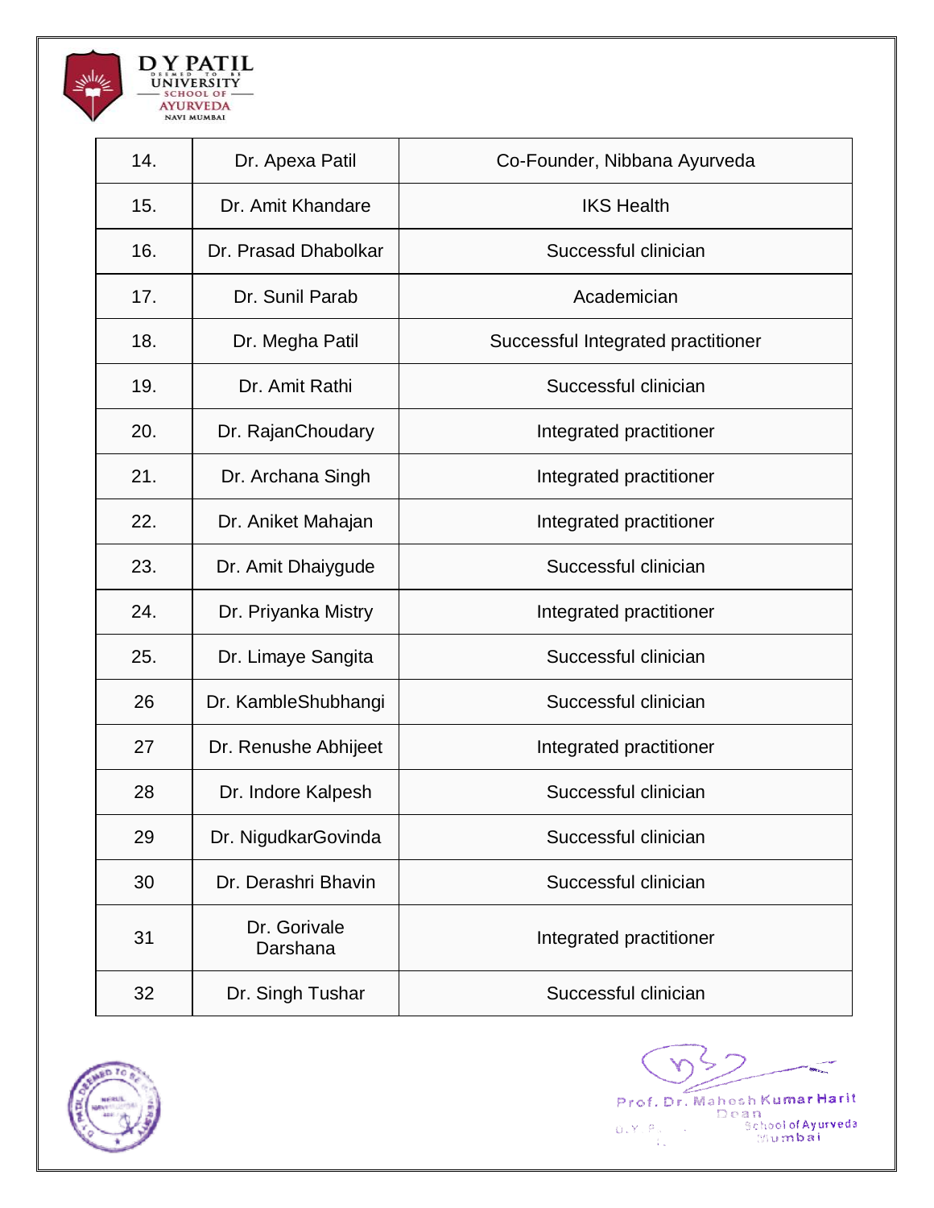| 14. | Dr. Apexa Patil | Co-Founder, Nibbana Ayurveda |
|---|---|---|
| 15. | Dr. Amit Khandare | IKS Health |
| 16. | Dr. Prasad Dhabolkar | Successful clinician |
| 17. | Dr. Sunil Parab | Academician |
| 18. | Dr. Megha Patil | Successful Integrated practitioner |
| 19. | Dr. Amit Rathi | Successful clinician |
| 20. | Dr. RajanChoudary | Integrated practitioner |
| 21. | Dr. Archana Singh | Integrated practitioner |
| 22. | Dr. Aniket Mahajan | Integrated practitioner |
| 23. | Dr. Amit Dhaiygude | Successful clinician |
| 24. | Dr. Priyanka Mistry | Integrated practitioner |
| 25. | Dr. Limaye Sangita | Successful clinician |
| 26 | Dr. KambleShubhangi | Successful clinician |
| 27 | Dr. Renushe Abhijeet | Integrated practitioner |
| 28 | Dr. Indore Kalpesh | Successful clinician |
| 29 | Dr. NigudkarGovinda | Successful clinician |
| 30 | Dr. Derashri Bhavin | Successful clinician |
| 31 | Dr. Gorivale Darshana | Integrated practitioner |
| 32 | Dr. Singh Tushar | Successful clinician |

Prof. Dr. Mahesh Kumar Harit
Dean
School of Ayurveda
D.Y. Patil, Navi Mumbai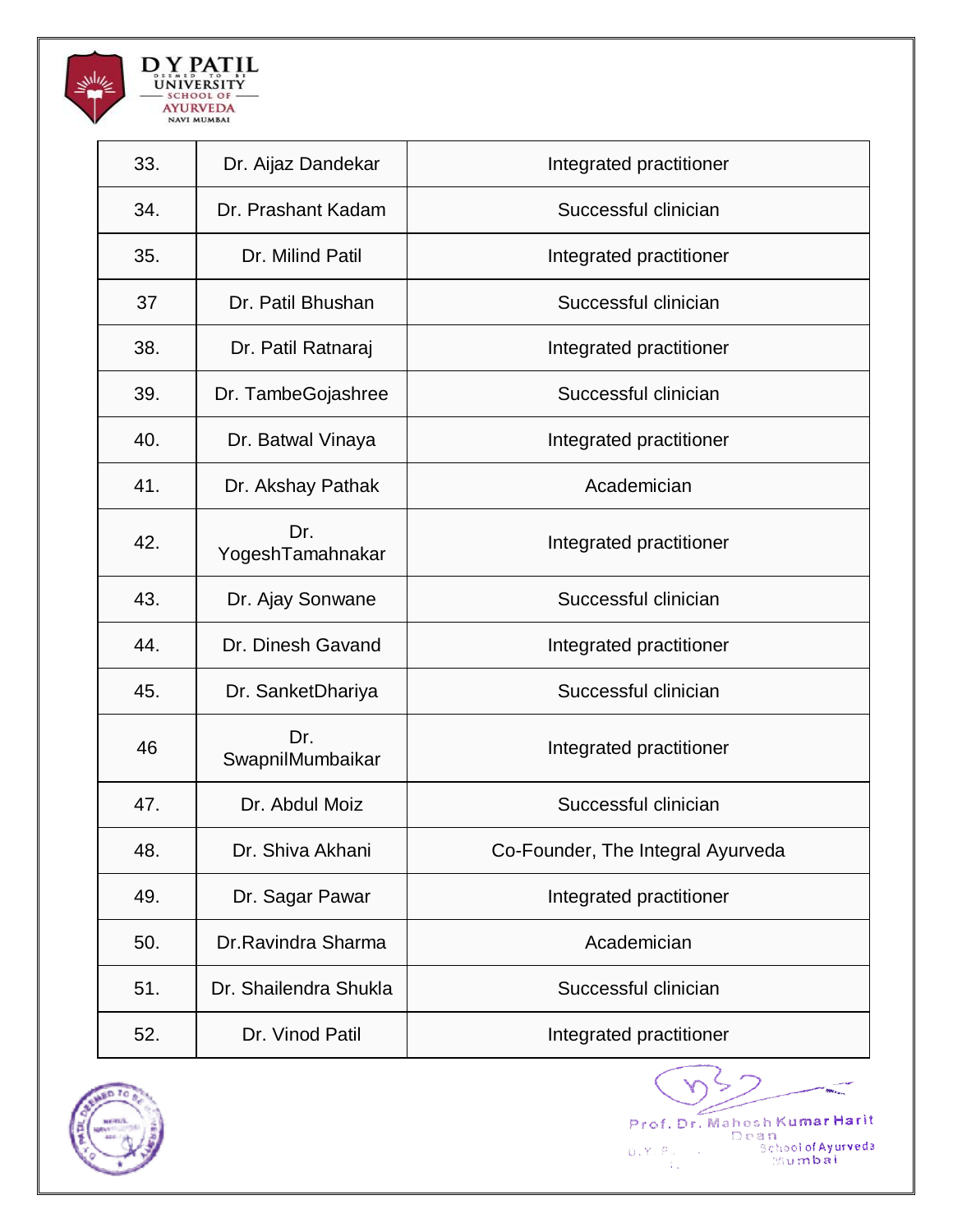| 33. | Dr. Aijaz Dandekar | Integrated practitioner |
|---|---|---|
| 34. | Dr. Prashant Kadam | Successful clinician |
| 35. | Dr. Milind Patil | Integrated practitioner |
| 37 | Dr. Patil Bhushan | Successful clinician |
| 38. | Dr. Patil Ratnaraj | Integrated practitioner |
| 39. | Dr. TambeGojashree | Successful clinician |
| 40. | Dr. Batwal Vinaya | Integrated practitioner |
| 41. | Dr. Akshay Pathak | Academician |
| 42. | Dr. YogeshTamahnakar | Integrated practitioner |
| 43. | Dr. Ajay Sonwane | Successful clinician |
| 44. | Dr. Dinesh Gavand | Integrated practitioner |
| 45. | Dr. SanketDhariya | Successful clinician |
| 46 | Dr. SwapnilMumbaikar | Integrated practitioner |
| 47. | Dr. Abdul Moiz | Successful clinician |
| 48. | Dr. Shiva Akhani | Co-Founder, The Integral Ayurveda |
| 49. | Dr. Sagar Pawar | Integrated practitioner |
| 50. | Dr.Ravindra Sharma | Academician |
| 51. | Dr. Shailendra Shukla | Successful clinician |
| 52. | Dr. Vinod Patil | Integrated practitioner |

Prof. Dr. Mahesh Kumar Harit
Dean
School of Ayurveda
Mumbai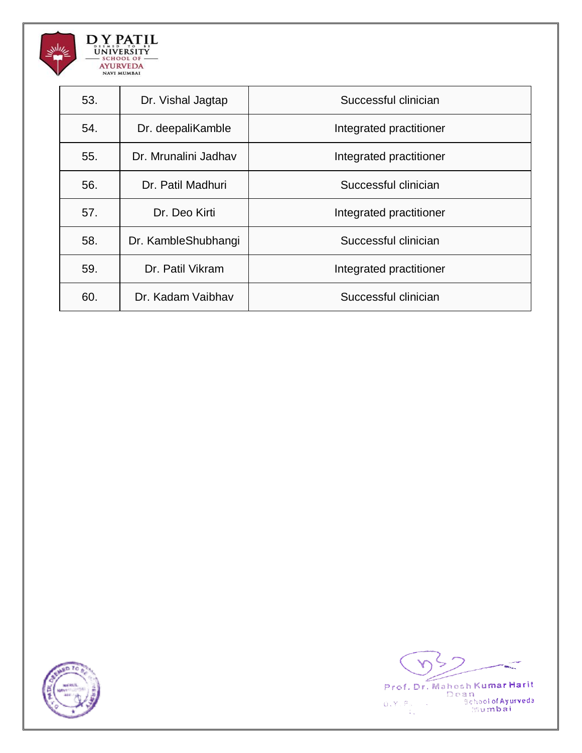| | | |
|---|---|---|
| 53. | Dr. Vishal Jagtap | Successful clinician |
| 54. | Dr. deepaliKamble | Integrated practitioner |
| 55. | Dr. Mrunalini Jadhav | Integrated practitioner |
| 56. | Dr. Patil Madhuri | Successful clinician |
| 57. | Dr. Deo Kirti | Integrated practitioner |
| 58. | Dr. KambleShubhangi | Successful clinician |
| 59. | Dr. Patil Vikram | Integrated practitioner |
| 60. | Dr. Kadam Vaibhav | Successful clinician |

Prof. Dr. Mahesh Kumar Harit
Dean
School of Ayurveda
Mumbai